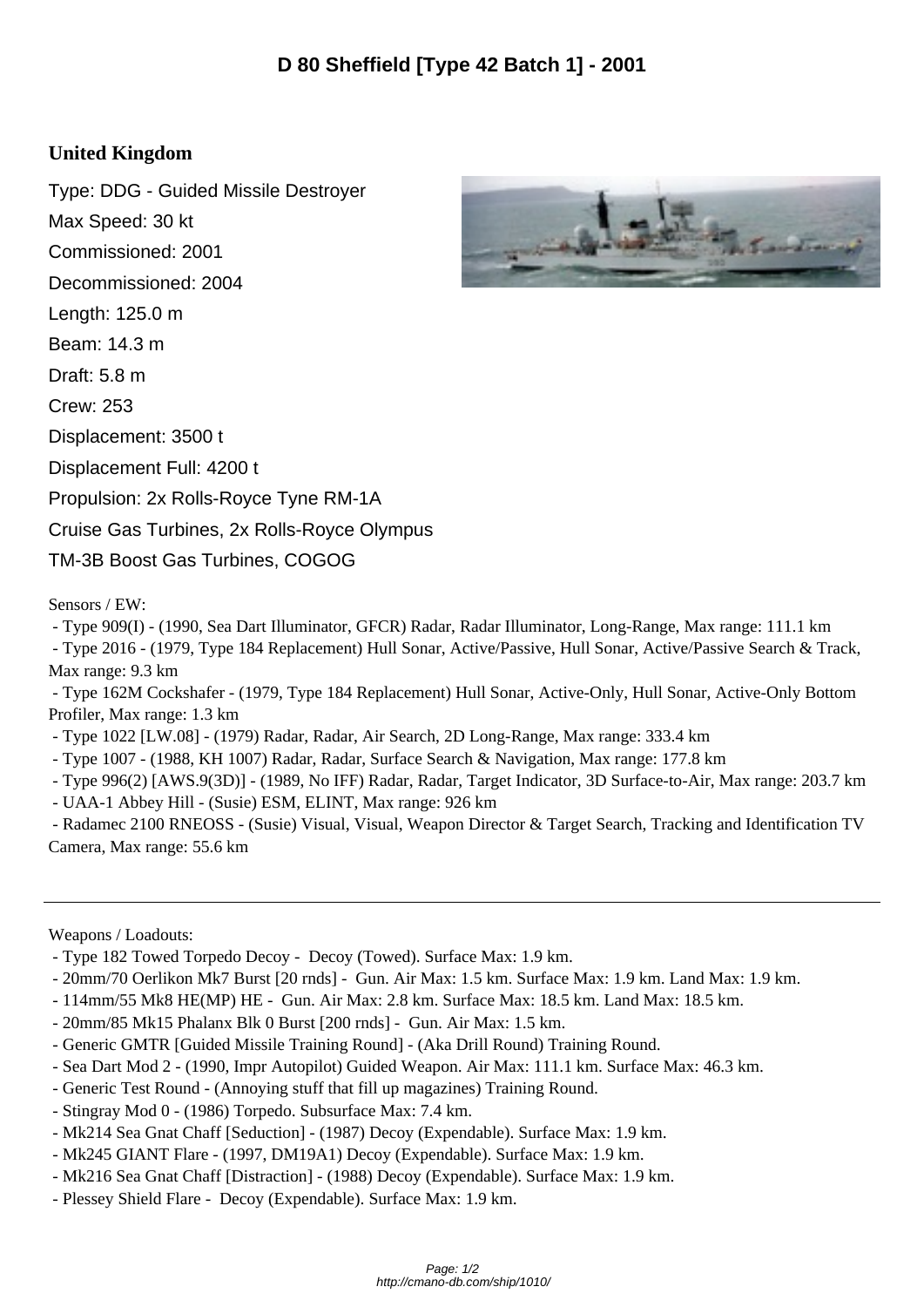# D 80 Sheffield [Type 42 Batch 1] - 2001

## United Kingdom

Type: DDG - Guided Missile Destroyer

Max Speed: 30 kt

Commissioned: 2001

Decommissioned: 2004

Length: 125.0 m

Beam: 14.3 m

Draft: 5.8 m

Crew: 253

Displacement: 3500 t

Displacement Full: 4200 t

Propulsion: 2x Rolls-Royce Tyne RM-1A Cruise Gas Turbines, 2x Rolls-Royce Olympus TM-3B Boost Gas Turbines, COGOG

Sensors / EW:

- Type 909(I) - (1990, Sea Dart Illuminator, GFCR) Radar, Radar Illuminator, Long-Range, Max range: 111.1 km
- Type 2016 - (1979, Type 184 Replacement) Hull Sonar, Active/Passive, Hull Sonar, Active/Passive Search & Track, Max range: 9.3 km
- Type 162M Cockshafer - (1979, Type 184 Replacement) Hull Sonar, Active-Only, Hull Sonar, Active-Only Bottom Profiler, Max range: 1.3 km
- Type 1022 [LW.08] - (1979) Radar, Radar, Air Search, 2D Long-Range, Max range: 333.4 km
- Type 1007 - (1988, KH 1007) Radar, Radar, Surface Search & Navigation, Max range: 177.8 km
- Type 996(2) [AWS.9(3D)] - (1989, No IFF) Radar, Radar, Target Indicator, 3D Surface-to-Air, Max range: 203.7 km
- UAA-1 Abbey Hill - (Susie) ESM, ELINT, Max range: 926 km
- Radamec 2100 RNEOSS - (Susie) Visual, Visual, Weapon Director & Target Search, Tracking and Identification TV Camera, Max range: 55.6 km

---

Weapons / Loadouts:

- Type 182 Towed Torpedo Decoy - Decoy (Towed). Surface Max: 1.9 km.
- 20mm/70 Oerlikon Mk7 Burst [20 rnds] - Gun. Air Max: 1.5 km. Surface Max: 1.9 km. Land Max: 1.9 km.
- 114mm/55 Mk8 HE(MP) HE - Gun. Air Max: 2.8 km. Surface Max: 18.5 km. Land Max: 18.5 km.
- 20mm/85 Mk15 Phalanx Blk 0 Burst [200 rnds] - Gun. Air Max: 1.5 km.
- Generic GMTR [Guided Missile Training Round] - (Aka Drill Round) Training Round.
- Sea Dart Mod 2 - (1990, Impr Autopilot) Guided Weapon. Air Max: 111.1 km. Surface Max: 46.3 km.
- Generic Test Round - (Annoying stuff that fill up magazines) Training Round.
- Stingray Mod 0 - (1986) Torpedo. Subsurface Max: 7.4 km.
- Mk214 Sea Gnat Chaff [Seduction] - (1987) Decoy (Expendable). Surface Max: 1.9 km.
- Mk245 GIANT Flare - (1997, DM19A1) Decoy (Expendable). Surface Max: 1.9 km.
- Mk216 Sea Gnat Chaff [Distraction] - (1988) Decoy (Expendable). Surface Max: 1.9 km.
- Plessey Shield Flare - Decoy (Expendable). Surface Max: 1.9 km.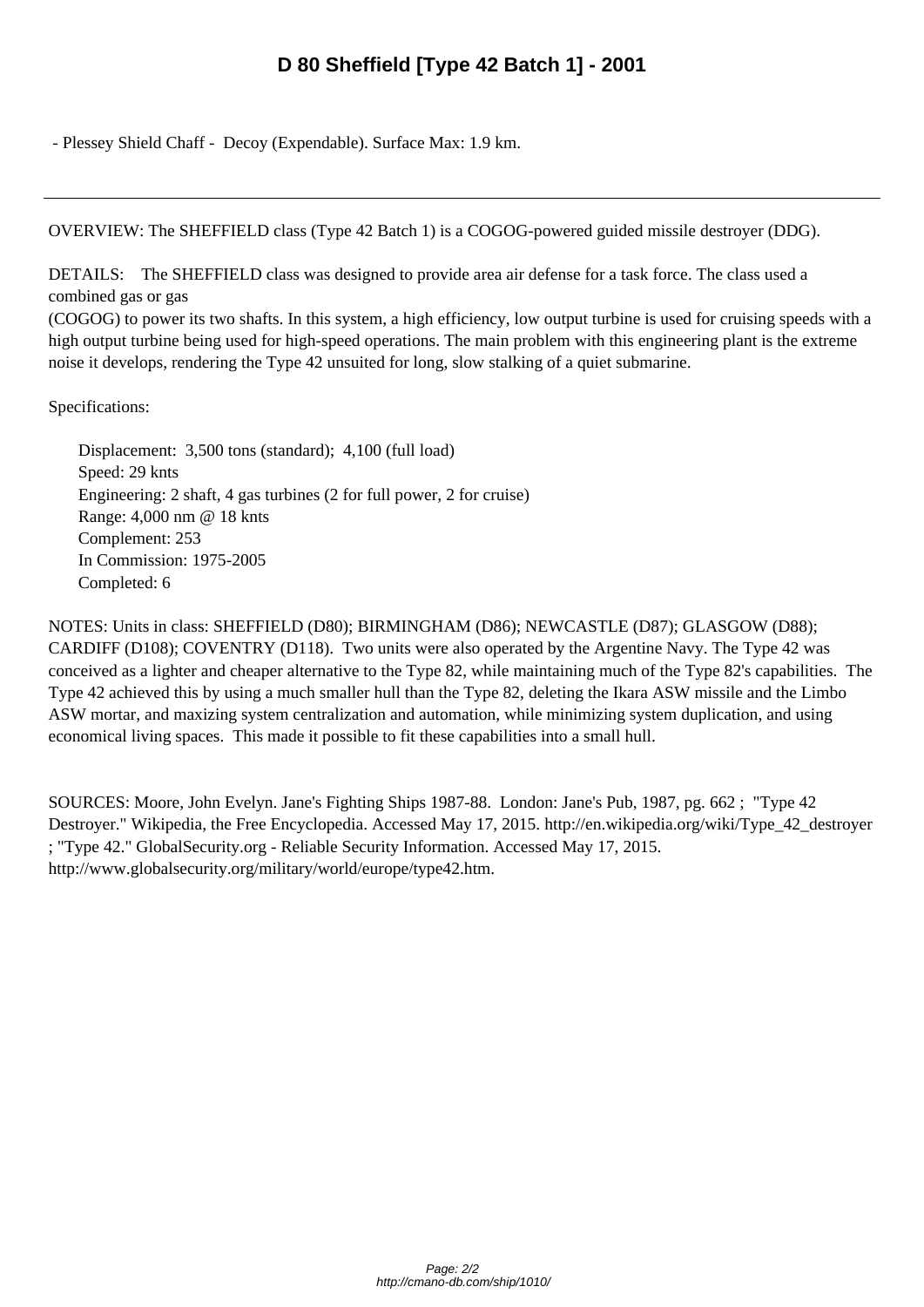- Plessey Shield Chaff - Decoy (Expendable). Surface Max: 1.9 km.

---

OVERVIEW: The SHEFFIELD class (Type 42 Batch 1) is a COGOG-powered guided missile destroyer (DDG).

DETAILS: The SHEFFIELD class was designed to provide area air defense for a task force. The class used a combined gas or gas
(COGOG) to power its two shafts. In this system, a high efficiency, low output turbine is used for cruising speeds with a high output turbine being used for high-speed operations. The main problem with this engineering plant is the extreme noise it develops, rendering the Type 42 unsuited for long, slow stalking of a quiet submarine.

Specifications:

Displacement: 3,500 tons (standard); 4,100 (full load)
Speed: 29 knts
Engineering: 2 shaft, 4 gas turbines (2 for full power, 2 for cruise)
Range: 4,000 nm @ 18 knts
Complement: 253
In Commission: 1975-2005
Completed: 6

NOTES: Units in class: SHEFFIELD (D80); BIRMINGHAM (D86); NEWCASTLE (D87); GLASGOW (D88); CARDIFF (D108); COVENTRY (D118). Two units were also operated by the Argentine Navy. The Type 42 was conceived as a lighter and cheaper alternative to the Type 82, while maintaining much of the Type 82's capabilities. The Type 42 achieved this by using a much smaller hull than the Type 82, deleting the Ikara ASW missile and the Limbo ASW mortar, and maxizing system centralization and automation, while minimizing system duplication, and using economical living spaces. This made it possible to fit these capabilities into a small hull.

SOURCES: Moore, John Evelyn. Jane's Fighting Ships 1987-88. London: Jane's Pub, 1987, pg. 662 ; "Type 42 Destroyer." Wikipedia, the Free Encyclopedia. Accessed May 17, 2015. http://en.wikipedia.org/wiki/Type_42_destroyer ; "Type 42." GlobalSecurity.org - Reliable Security Information. Accessed May 17, 2015. http://www.globalsecurity.org/military/world/europe/type42.htm.